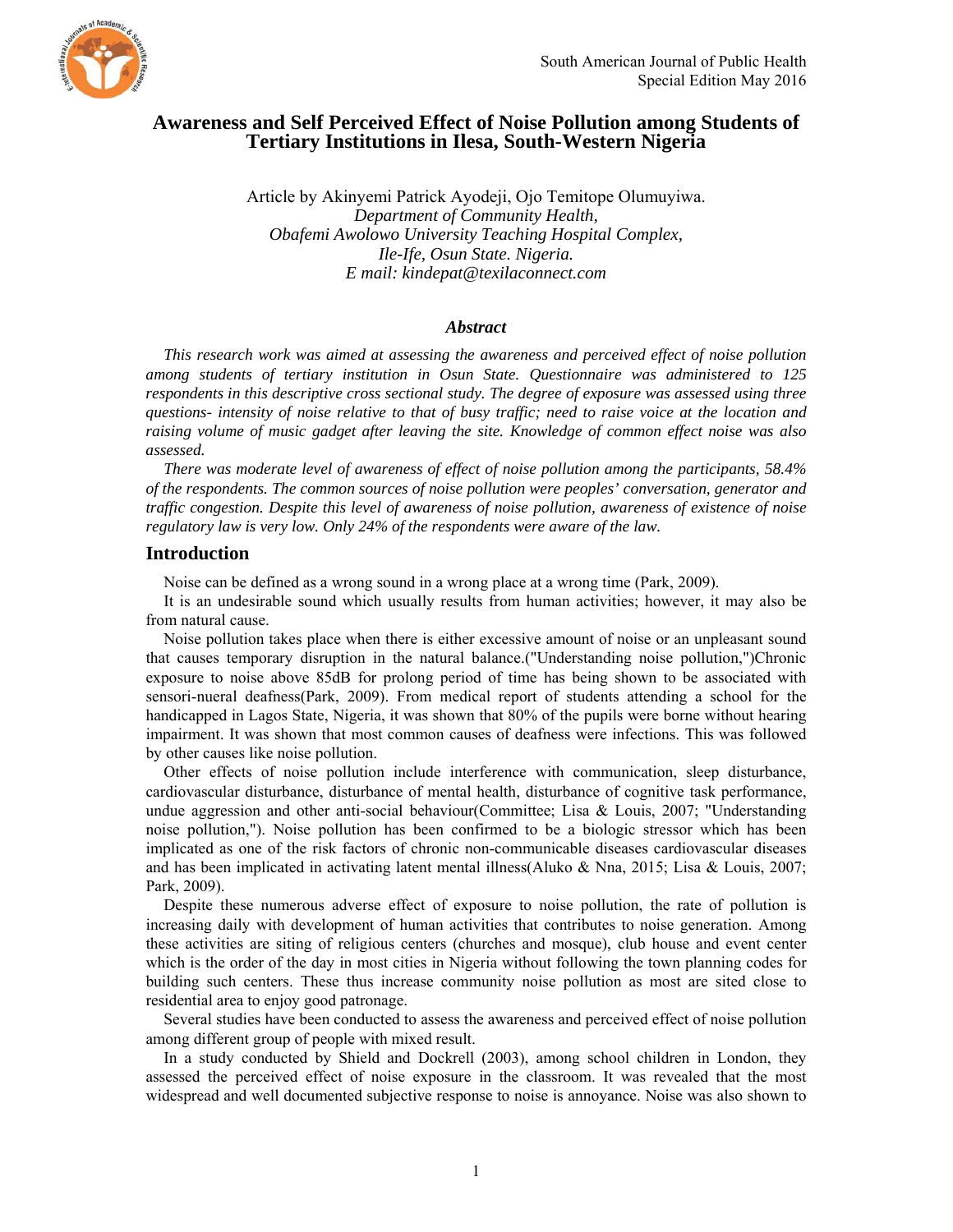# Awareness and Self Perceived Effect of Noise Pollution among Students of Tertiary Institutions in Ilesa, South-Western Nigeria

Article by Akinyemi Patrick Ayodeji, Ojo Temitope Olumuyiwa.
*Department of Community Health,*
*Obafemi Awolowo University Teaching Hospital Complex,*
*Ile-Ife, Osun State. Nigeria.*
*E mail: kindepat@texilaconnect.com*

### *Abstract*

*This research work was aimed at assessing the awareness and perceived effect of noise pollution among students of tertiary institution in Osun State. Questionnaire was administered to 125 respondents in this descriptive cross sectional study. The degree of exposure was assessed using three questions- intensity of noise relative to that of busy traffic; need to raise voice at the location and raising volume of music gadget after leaving the site. Knowledge of common effect noise was also assessed.*

*There was moderate level of awareness of effect of noise pollution among the participants, 58.4% of the respondents. The common sources of noise pollution were peoples' conversation, generator and traffic congestion. Despite this level of awareness of noise pollution, awareness of existence of noise regulatory law is very low. Only 24% of the respondents were aware of the law.*

## Introduction

Noise can be defined as a wrong sound in a wrong place at a wrong time (Park, 2009).

It is an undesirable sound which usually results from human activities; however, it may also be from natural cause.

Noise pollution takes place when there is either excessive amount of noise or an unpleasant sound that causes temporary disruption in the natural balance.("Understanding noise pollution,")Chronic exposure to noise above 85dB for prolong period of time has being shown to be associated with sensori-nueral deafness(Park, 2009). From medical report of students attending a school for the handicapped in Lagos State, Nigeria, it was shown that 80% of the pupils were borne without hearing impairment. It was shown that most common causes of deafness were infections. This was followed by other causes like noise pollution.

Other effects of noise pollution include interference with communication, sleep disturbance, cardiovascular disturbance, disturbance of mental health, disturbance of cognitive task performance, undue aggression and other anti-social behaviour(Committee; Lisa & Louis, 2007; "Understanding noise pollution,"). Noise pollution has been confirmed to be a biologic stressor which has been implicated as one of the risk factors of chronic non-communicable diseases cardiovascular diseases and has been implicated in activating latent mental illness(Aluko & Nna, 2015; Lisa & Louis, 2007; Park, 2009).

Despite these numerous adverse effect of exposure to noise pollution, the rate of pollution is increasing daily with development of human activities that contributes to noise generation. Among these activities are siting of religious centers (churches and mosque), club house and event center which is the order of the day in most cities in Nigeria without following the town planning codes for building such centers. These thus increase community noise pollution as most are sited close to residential area to enjoy good patronage.

Several studies have been conducted to assess the awareness and perceived effect of noise pollution among different group of people with mixed result.

In a study conducted by Shield and Dockrell (2003), among school children in London, they assessed the perceived effect of noise exposure in the classroom. It was revealed that the most widespread and well documented subjective response to noise is annoyance. Noise was also shown to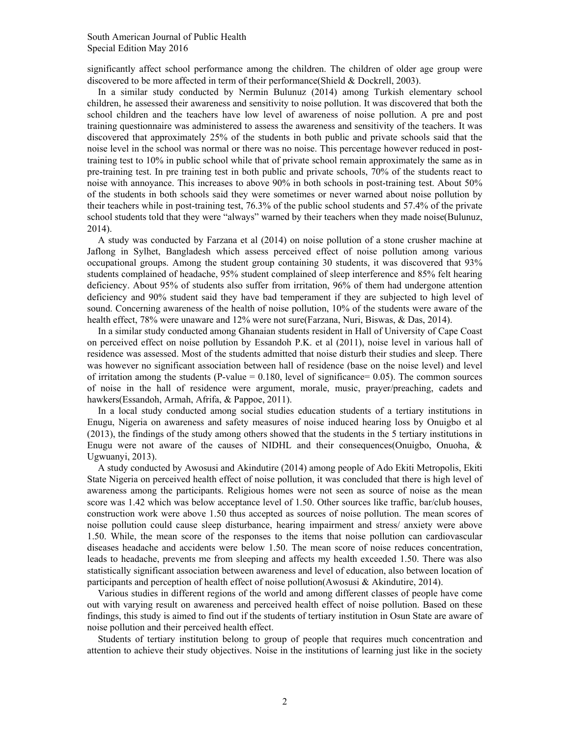significantly affect school performance among the children. The children of older age group were discovered to be more affected in term of their performance(Shield & Dockrell, 2003).

In a similar study conducted by Nermin Bulunuz (2014) among Turkish elementary school children, he assessed their awareness and sensitivity to noise pollution. It was discovered that both the school children and the teachers have low level of awareness of noise pollution. A pre and post training questionnaire was administered to assess the awareness and sensitivity of the teachers. It was discovered that approximately 25% of the students in both public and private schools said that the noise level in the school was normal or there was no noise. This percentage however reduced in post-training test to 10% in public school while that of private school remain approximately the same as in pre-training test. In pre training test in both public and private schools, 70% of the students react to noise with annoyance. This increases to above 90% in both schools in post-training test. About 50% of the students in both schools said they were sometimes or never warned about noise pollution by their teachers while in post-training test, 76.3% of the public school students and 57.4% of the private school students told that they were "always" warned by their teachers when they made noise(Bulunuz, 2014).

A study was conducted by Farzana et al (2014) on noise pollution of a stone crusher machine at Jaflong in Sylhet, Bangladesh which assess perceived effect of noise pollution among various occupational groups. Among the student group containing 30 students, it was discovered that 93% students complained of headache, 95% student complained of sleep interference and 85% felt hearing deficiency. About 95% of students also suffer from irritation, 96% of them had undergone attention deficiency and 90% student said they have bad temperament if they are subjected to high level of sound. Concerning awareness of the health of noise pollution, 10% of the students were aware of the health effect, 78% were unaware and 12% were not sure(Farzana, Nuri, Biswas, & Das, 2014).

In a similar study conducted among Ghanaian students resident in Hall of University of Cape Coast on perceived effect on noise pollution by Essandoh P.K. et al (2011), noise level in various hall of residence was assessed. Most of the students admitted that noise disturb their studies and sleep. There was however no significant association between hall of residence (base on the noise level) and level of irritation among the students (P-value = 0.180, level of significance= 0.05). The common sources of noise in the hall of residence were argument, morale, music, prayer/preaching, cadets and hawkers(Essandoh, Armah, Afrifa, & Pappoe, 2011).

In a local study conducted among social studies education students of a tertiary institutions in Enugu, Nigeria on awareness and safety measures of noise induced hearing loss by Onuigbo et al (2013), the findings of the study among others showed that the students in the 5 tertiary institutions in Enugu were not aware of the causes of NIDHL and their consequences(Onuigbo, Onuoha, & Ugwuanyi, 2013).

A study conducted by Awosusi and Akindutire (2014) among people of Ado Ekiti Metropolis, Ekiti State Nigeria on perceived health effect of noise pollution, it was concluded that there is high level of awareness among the participants. Religious homes were not seen as source of noise as the mean score was 1.42 which was below acceptance level of 1.50. Other sources like traffic, bar/club houses, construction work were above 1.50 thus accepted as sources of noise pollution. The mean scores of noise pollution could cause sleep disturbance, hearing impairment and stress/ anxiety were above 1.50. While, the mean score of the responses to the items that noise pollution can cardiovascular diseases headache and accidents were below 1.50. The mean score of noise reduces concentration, leads to headache, prevents me from sleeping and affects my health exceeded 1.50. There was also statistically significant association between awareness and level of education, also between location of participants and perception of health effect of noise pollution(Awosusi & Akindutire, 2014).

Various studies in different regions of the world and among different classes of people have come out with varying result on awareness and perceived health effect of noise pollution. Based on these findings, this study is aimed to find out if the students of tertiary institution in Osun State are aware of noise pollution and their perceived health effect.

Students of tertiary institution belong to group of people that requires much concentration and attention to achieve their study objectives. Noise in the institutions of learning just like in the society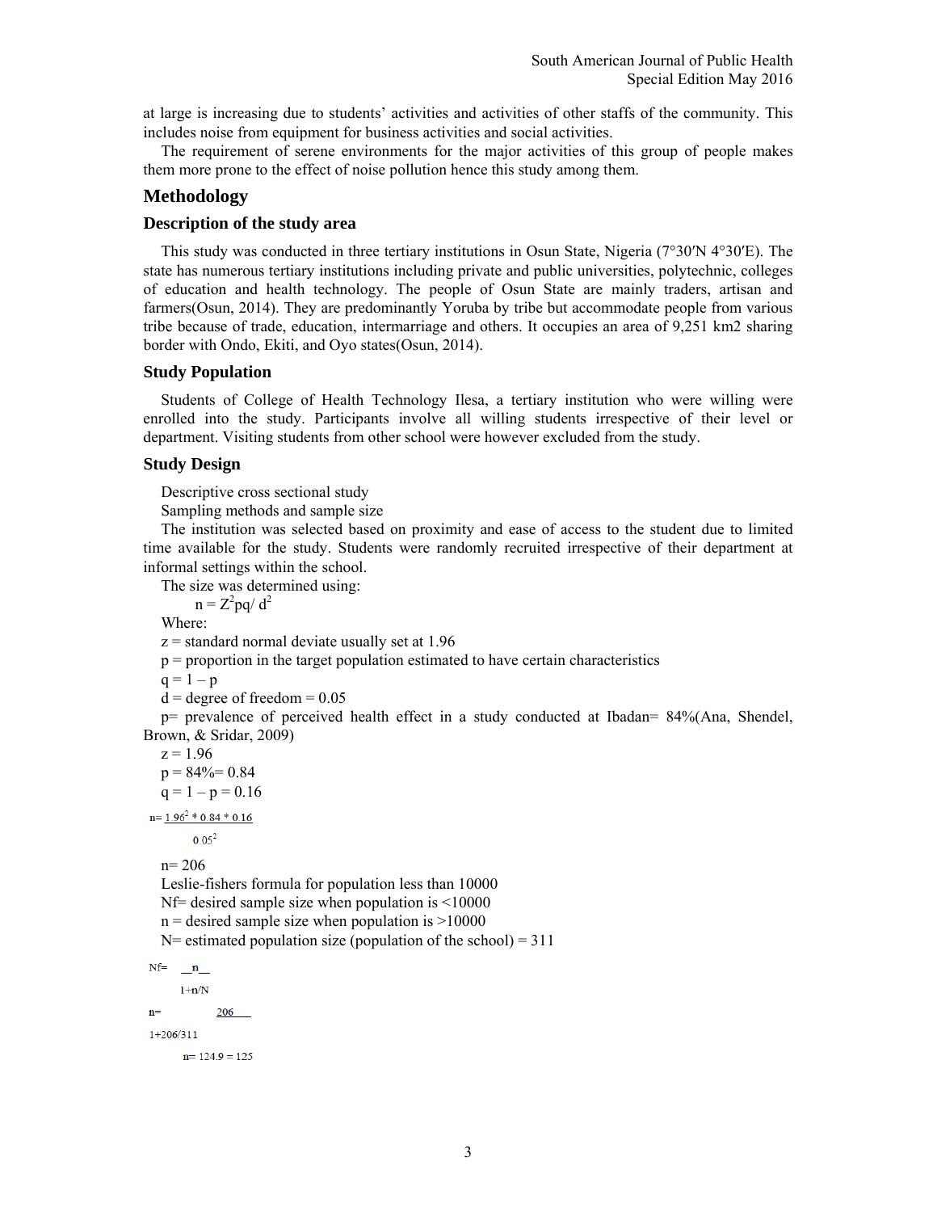at large is increasing due to students' activities and activities of other staffs of the community. This includes noise from equipment for business activities and social activities.

The requirement of serene environments for the major activities of this group of people makes them more prone to the effect of noise pollution hence this study among them.

## Methodology

### Description of the study area

This study was conducted in three tertiary institutions in Osun State, Nigeria (7°30′N 4°30′E). The state has numerous tertiary institutions including private and public universities, polytechnic, colleges of education and health technology. The people of Osun State are mainly traders, artisan and farmers(Osun, 2014). They are predominantly Yoruba by tribe but accommodate people from various tribe because of trade, education, intermarriage and others. It occupies an area of 9,251 km2 sharing border with Ondo, Ekiti, and Oyo states(Osun, 2014).

### Study Population

Students of College of Health Technology Ilesa, a tertiary institution who were willing were enrolled into the study. Participants involve all willing students irrespective of their level or department. Visiting students from other school were however excluded from the study.

### Study Design

Descriptive cross sectional study

Sampling methods and sample size

The institution was selected based on proximity and ease of access to the student due to limited time available for the study. Students were randomly recruited irrespective of their department at informal settings within the school.

The size was determined using:

$$n = Z^2pq/ d^2$$

Where:

z = standard normal deviate usually set at 1.96

p = proportion in the target population estimated to have certain characteristics

q = 1 – p

d = degree of freedom = 0.05

p= prevalence of perceived health effect in a study conducted at Ibadan= 84%(Ana, Shendel, Brown, & Sridar, 2009)

z = 1.96

p = 84%= 0.84

q = 1 – p = 0.16

$$n = \frac{1.96^2 * 0.84 * 0.16}{0.05^2}$$

n= 206

Leslie-fishers formula for population less than 10000

Nf= desired sample size when population is <10000

n = desired sample size when population is >10000

N= estimated population size (population of the school) = 311

$$Nf = \frac{n}{1+n/N}$$

$$n = \frac{206}{1+206/311}$$

n= 124.9 = 125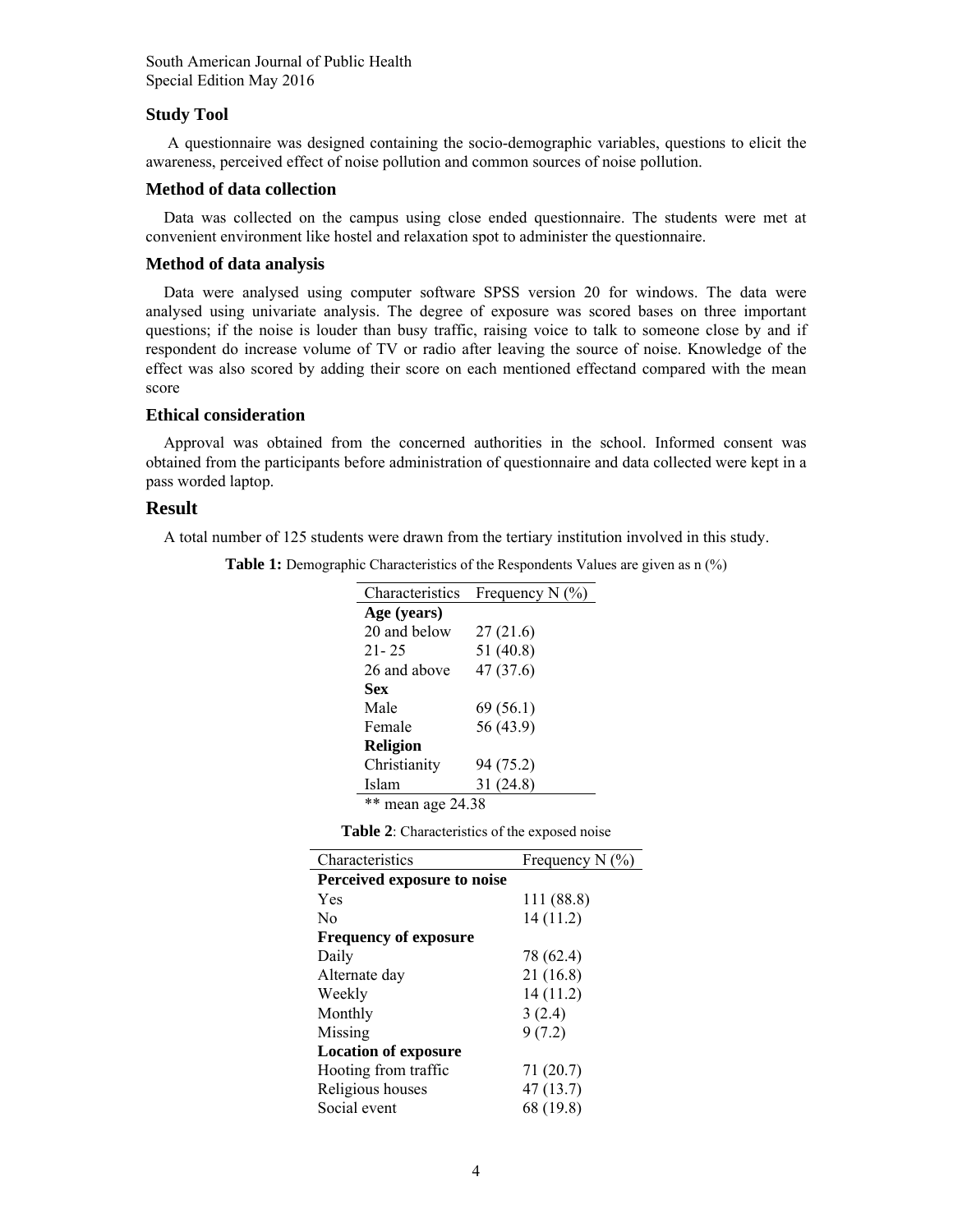### Study Tool

A questionnaire was designed containing the socio-demographic variables, questions to elicit the awareness, perceived effect of noise pollution and common sources of noise pollution.

### Method of data collection

Data was collected on the campus using close ended questionnaire. The students were met at convenient environment like hostel and relaxation spot to administer the questionnaire.

### Method of data analysis

Data were analysed using computer software SPSS version 20 for windows. The data were analysed using univariate analysis. The degree of exposure was scored bases on three important questions; if the noise is louder than busy traffic, raising voice to talk to someone close by and if respondent do increase volume of TV or radio after leaving the source of noise. Knowledge of the effect was also scored by adding their score on each mentioned effectand compared with the mean score

### Ethical consideration

Approval was obtained from the concerned authorities in the school. Informed consent was obtained from the participants before administration of questionnaire and data collected were kept in a pass worded laptop.

## Result

A total number of 125 students were drawn from the tertiary institution involved in this study.

**Table 1:** Demographic Characteristics of the Respondents Values are given as n (%)

| Characteristics | Frequency N (%) |
|---|---|
| **Age (years)** | |
| 20 and below | 27 (21.6) |
| 21- 25 | 51 (40.8) |
| 26 and above | 47 (37.6) |
| **Sex** | |
| Male | 69 (56.1) |
| Female | 56 (43.9) |
| **Religion** | |
| Christianity | 94 (75.2) |
| Islam | 31 (24.8) |

** mean age 24.38

**Table 2**: Characteristics of the exposed noise

| Characteristics | Frequency N (%) |
|---|---|
| **Perceived exposure to noise** | |
| Yes | 111 (88.8) |
| No | 14 (11.2) |
| **Frequency of exposure** | |
| Daily | 78 (62.4) |
| Alternate day | 21 (16.8) |
| Weekly | 14 (11.2) |
| Monthly | 3 (2.4) |
| Missing | 9 (7.2) |
| **Location of exposure** | |
| Hooting from traffic | 71 (20.7) |
| Religious houses | 47 (13.7) |
| Social event | 68 (19.8) |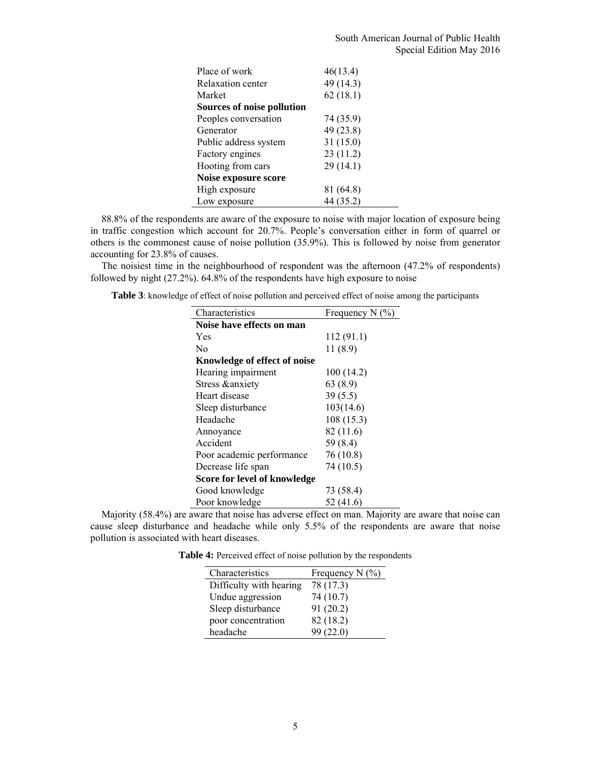| | |
|---|---|
| Place of work | 46(13.4) |
| Relaxation center | 49 (14.3) |
| Market | 62 (18.1) |
| **Sources of noise pollution** | |
| Peoples conversation | 74 (35.9) |
| Generator | 49 (23.8) |
| Public address system | 31 (15.0) |
| Factory engines | 23 (11.2) |
| Hooting from cars | 29 (14.1) |
| **Noise exposure score** | |
| High exposure | 81 (64.8) |
| Low exposure | 44 (35.2) |

88.8% of the respondents are aware of the exposure to noise with major location of exposure being in traffic congestion which account for 20.7%. People's conversation either in form of quarrel or others is the commonest cause of noise pollution (35.9%). This is followed by noise from generator accounting for 23.8% of causes.

The noisiest time in the neighbourhood of respondent was the afternoon (47.2% of respondents) followed by night (27.2%). 64.8% of the respondents have high exposure to noise

**Table 3**: knowledge of effect of noise pollution and perceived effect of noise among the participants

| Characteristics | Frequency N (%) |
|---|---|
| **Noise have effects on man** | |
| Yes | 112 (91.1) |
| No | 11 (8.9) |
| **Knowledge of effect of noise** | |
| Hearing impairment | 100 (14.2) |
| Stress &anxiety | 63 (8.9) |
| Heart disease | 39 (5.5) |
| Sleep disturbance | 103(14.6) |
| Headache | 108 (15.3) |
| Annoyance | 82 (11.6) |
| Accident | 59 (8.4) |
| Poor academic performance | 76 (10.8) |
| Decrease life span | 74 (10.5) |
| **Score for level of knowledge** | |
| Good knowledge | 73 (58.4) |
| Poor knowledge | 52 (41.6) |

Majority (58.4%) are aware that noise has adverse effect on man. Majority are aware that noise can cause sleep disturbance and headache while only 5.5% of the respondents are aware that noise pollution is associated with heart diseases.

**Table 4:** Perceived effect of noise pollution by the respondents

| Characteristics | Frequency N (%) |
|---|---|
| Difficulty with hearing | 78 (17.3) |
| Undue aggression | 74 (10.7) |
| Sleep disturbance | 91 (20.2) |
| poor concentration | 82 (18.2) |
| headache | 99 (22.0) |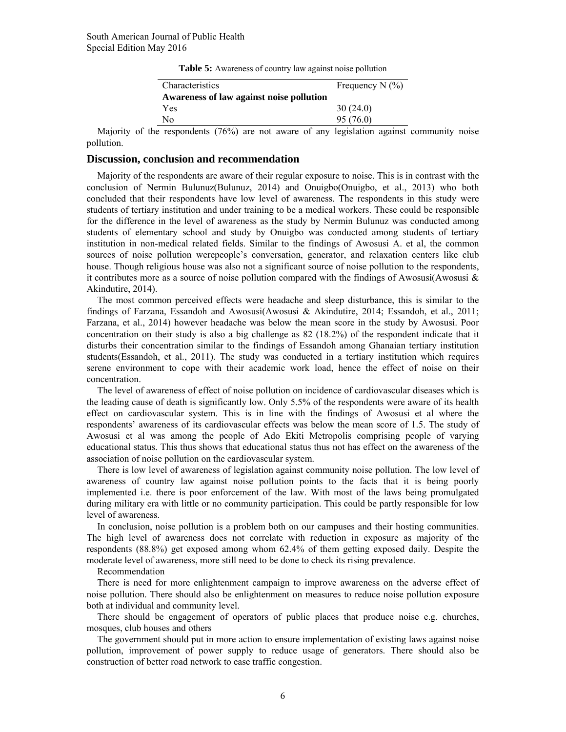**Table 5:** Awareness of country law against noise pollution

| Characteristics | Frequency N (%) |
|---|---|
| **Awareness of law against noise pollution** | |
| Yes | 30 (24.0) |
| No | 95 (76.0) |

Majority of the respondents (76%) are not aware of any legislation against community noise pollution.

## Discussion, conclusion and recommendation

Majority of the respondents are aware of their regular exposure to noise. This is in contrast with the conclusion of Nermin Bulunuz(Bulunuz, 2014) and Onuigbo(Onuigbo, et al., 2013) who both concluded that their respondents have low level of awareness. The respondents in this study were students of tertiary institution and under training to be a medical workers. These could be responsible for the difference in the level of awareness as the study by Nermin Bulunuz was conducted among students of elementary school and study by Onuigbo was conducted among students of tertiary institution in non-medical related fields. Similar to the findings of Awosusi A. et al, the common sources of noise pollution werepeople's conversation, generator, and relaxation centers like club house. Though religious house was also not a significant source of noise pollution to the respondents, it contributes more as a source of noise pollution compared with the findings of Awosusi(Awosusi & Akindutire, 2014).

The most common perceived effects were headache and sleep disturbance, this is similar to the findings of Farzana, Essandoh and Awosusi(Awosusi & Akindutire, 2014; Essandoh, et al., 2011; Farzana, et al., 2014) however headache was below the mean score in the study by Awosusi. Poor concentration on their study is also a big challenge as 82 (18.2%) of the respondent indicate that it disturbs their concentration similar to the findings of Essandoh among Ghanaian tertiary institution students(Essandoh, et al., 2011). The study was conducted in a tertiary institution which requires serene environment to cope with their academic work load, hence the effect of noise on their concentration.

The level of awareness of effect of noise pollution on incidence of cardiovascular diseases which is the leading cause of death is significantly low. Only 5.5% of the respondents were aware of its health effect on cardiovascular system. This is in line with the findings of Awosusi et al where the respondents' awareness of its cardiovascular effects was below the mean score of 1.5. The study of Awosusi et al was among the people of Ado Ekiti Metropolis comprising people of varying educational status. This thus shows that educational status thus not has effect on the awareness of the association of noise pollution on the cardiovascular system.

There is low level of awareness of legislation against community noise pollution. The low level of awareness of country law against noise pollution points to the facts that it is being poorly implemented i.e. there is poor enforcement of the law. With most of the laws being promulgated during military era with little or no community participation. This could be partly responsible for low level of awareness.

In conclusion, noise pollution is a problem both on our campuses and their hosting communities. The high level of awareness does not correlate with reduction in exposure as majority of the respondents (88.8%) get exposed among whom 62.4% of them getting exposed daily. Despite the moderate level of awareness, more still need to be done to check its rising prevalence.

Recommendation

There is need for more enlightenment campaign to improve awareness on the adverse effect of noise pollution. There should also be enlightenment on measures to reduce noise pollution exposure both at individual and community level.

There should be engagement of operators of public places that produce noise e.g. churches, mosques, club houses and others

The government should put in more action to ensure implementation of existing laws against noise pollution, improvement of power supply to reduce usage of generators. There should also be construction of better road network to ease traffic congestion.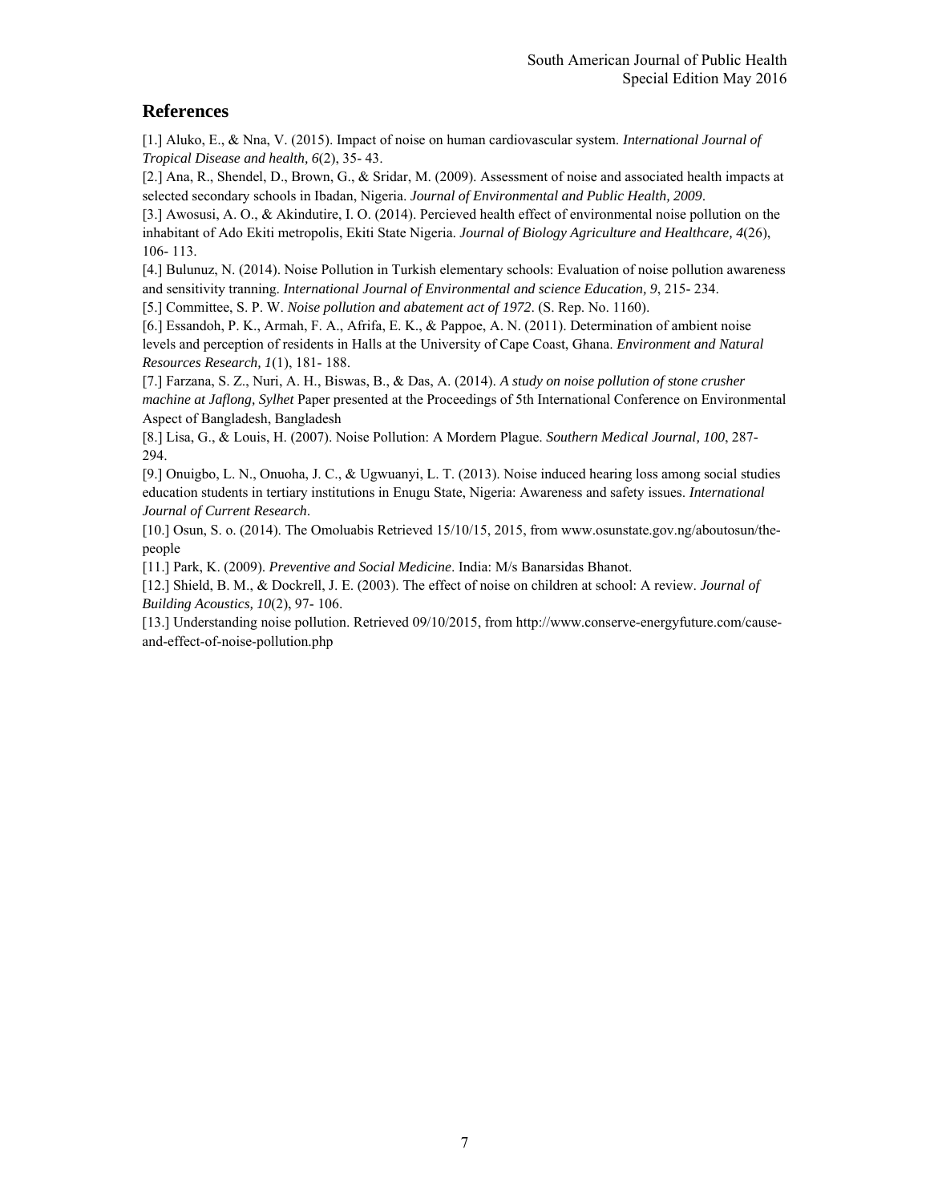## References

[1.] Aluko, E., & Nna, V. (2015). Impact of noise on human cardiovascular system. *International Journal of Tropical Disease and health, 6*(2), 35- 43.

[2.] Ana, R., Shendel, D., Brown, G., & Sridar, M. (2009). Assessment of noise and associated health impacts at selected secondary schools in Ibadan, Nigeria. *Journal of Environmental and Public Health, 2009*.

[3.] Awosusi, A. O., & Akindutire, I. O. (2014). Percieved health effect of environmental noise pollution on the inhabitant of Ado Ekiti metropolis, Ekiti State Nigeria. *Journal of Biology Agriculture and Healthcare, 4*(26), 106- 113.

[4.] Bulunuz, N. (2014). Noise Pollution in Turkish elementary schools: Evaluation of noise pollution awareness and sensitivity tranning. *International Journal of Environmental and science Education, 9*, 215- 234.

[5.] Committee, S. P. W. *Noise pollution and abatement act of 1972*. (S. Rep. No. 1160).

[6.] Essandoh, P. K., Armah, F. A., Afrifa, E. K., & Pappoe, A. N. (2011). Determination of ambient noise levels and perception of residents in Halls at the University of Cape Coast, Ghana. *Environment and Natural Resources Research, 1*(1), 181- 188.

[7.] Farzana, S. Z., Nuri, A. H., Biswas, B., & Das, A. (2014). *A study on noise pollution of stone crusher machine at Jaflong, Sylhet* Paper presented at the Proceedings of 5th International Conference on Environmental Aspect of Bangladesh, Bangladesh

[8.] Lisa, G., & Louis, H. (2007). Noise Pollution: A Mordern Plague. *Southern Medical Journal, 100*, 287- 294.

[9.] Onuigbo, L. N., Onuoha, J. C., & Ugwuanyi, L. T. (2013). Noise induced hearing loss among social studies education students in tertiary institutions in Enugu State, Nigeria: Awareness and safety issues. *International Journal of Current Research*.

[10.] Osun, S. o. (2014). The Omoluabis Retrieved 15/10/15, 2015, from www.osunstate.gov.ng/aboutosun/the-people

[11.] Park, K. (2009). *Preventive and Social Medicine*. India: M/s Banarsidas Bhanot.

[12.] Shield, B. M., & Dockrell, J. E. (2003). The effect of noise on children at school: A review. *Journal of Building Acoustics, 10*(2), 97- 106.

[13.] Understanding noise pollution. Retrieved 09/10/2015, from http://www.conserve-energyfuture.com/cause-and-effect-of-noise-pollution.php